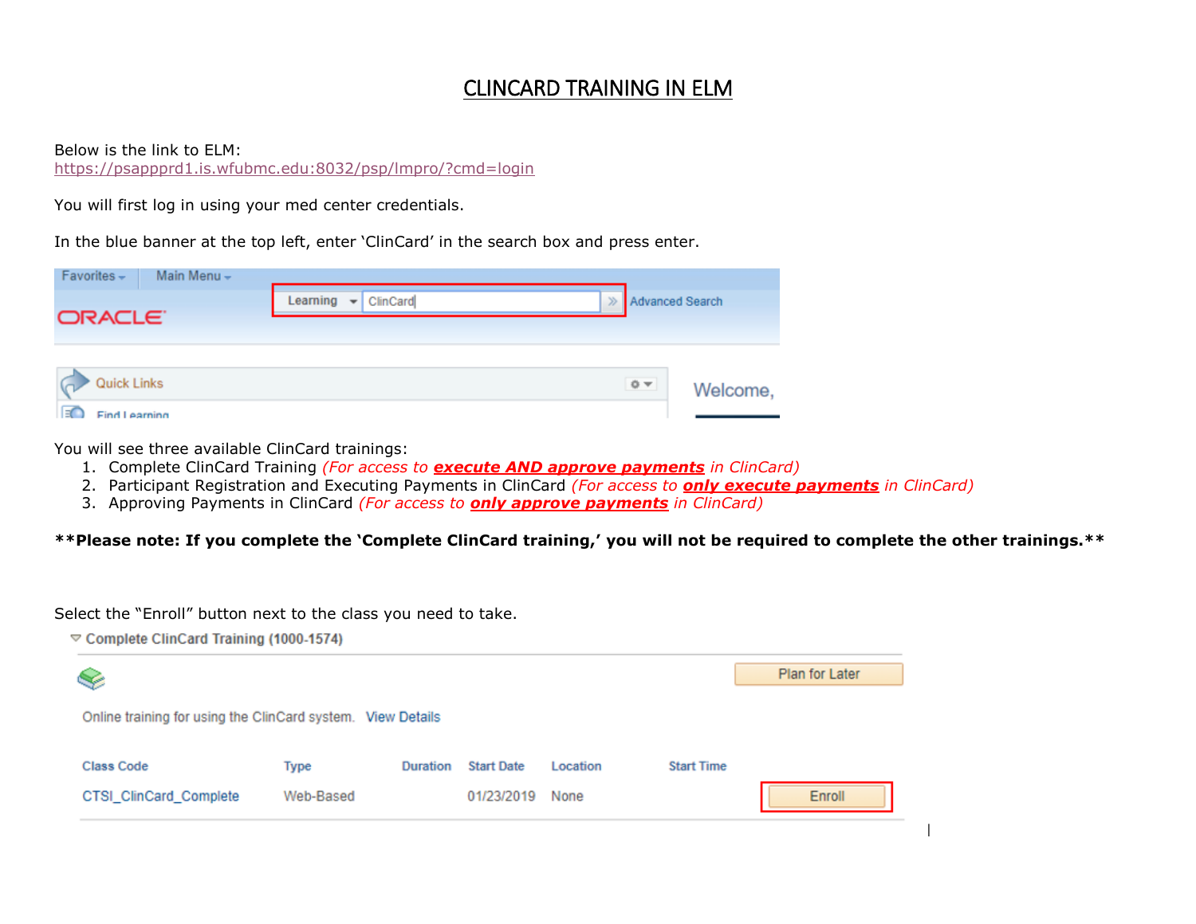# CLINCARD TRAINING IN ELM

Below is the link to ELM:
https://psappprd1.is.wfubmc.edu:8032/psp/lmpro/?cmd=login

You will first log in using your med center credentials.

In the blue banner at the top left, enter 'ClinCard' in the search box and press enter.

You will see three available ClinCard trainings:

1. Complete ClinCard Training *(For access to **execute AND approve payments** in ClinCard)*
2. Participant Registration and Executing Payments in ClinCard *(For access to **only execute payments** in ClinCard)*
3. Approving Payments in ClinCard *(For access to **only approve payments** in ClinCard)*

**\*\*Please note: If you complete the 'Complete ClinCard training,' you will not be required to complete the other trainings.\*\***

Select the "Enroll" button next to the class you need to take.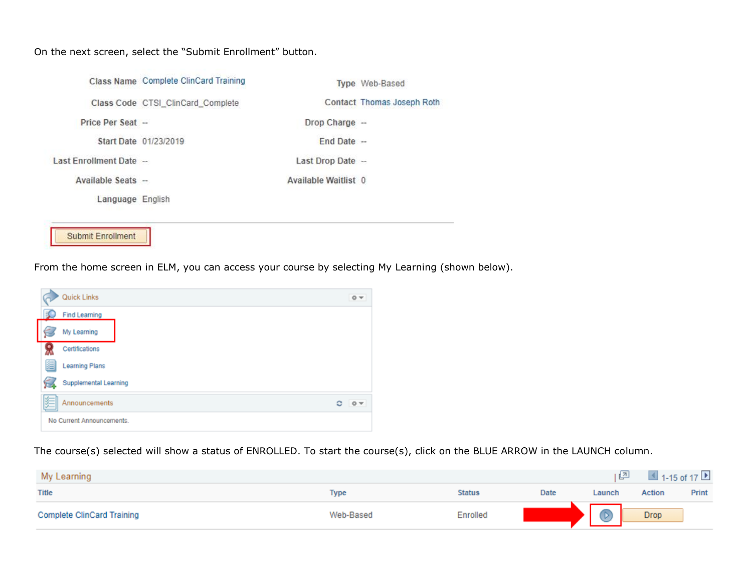On the next screen, select the “Submit Enrollment” button.

| | | | |
|---|---|---|---|
| Class Name | Complete ClinCard Training | Type | Web-Based |
| Class Code | CTSI_ClinCard_Complete | Contact | Thomas Joseph Roth |
| Price Per Seat | -- | Drop Charge | -- |
| Start Date | 01/23/2019 | End Date | -- |
| Last Enrollment Date | -- | Last Drop Date | -- |
| Available Seats | -- | Available Waitlist | 0 |
| Language | English | | |

Submit Enrollment

From the home screen in ELM, you can access your course by selecting My Learning (shown below).

Quick Links
- Find Learning
- My Learning
- Certifications
- Learning Plans
- Supplemental Learning

Announcements

No Current Announcements.

The course(s) selected will show a status of ENROLLED. To start the course(s), click on the BLUE ARROW in the LAUNCH column.

My Learning — 1-15 of 17

| Title | Type | Status | Date | Launch | Action | Print |
|---|---|---|---|---|---|---|
| Complete ClinCard Training | Web-Based | Enrolled | | ▶ | Drop | |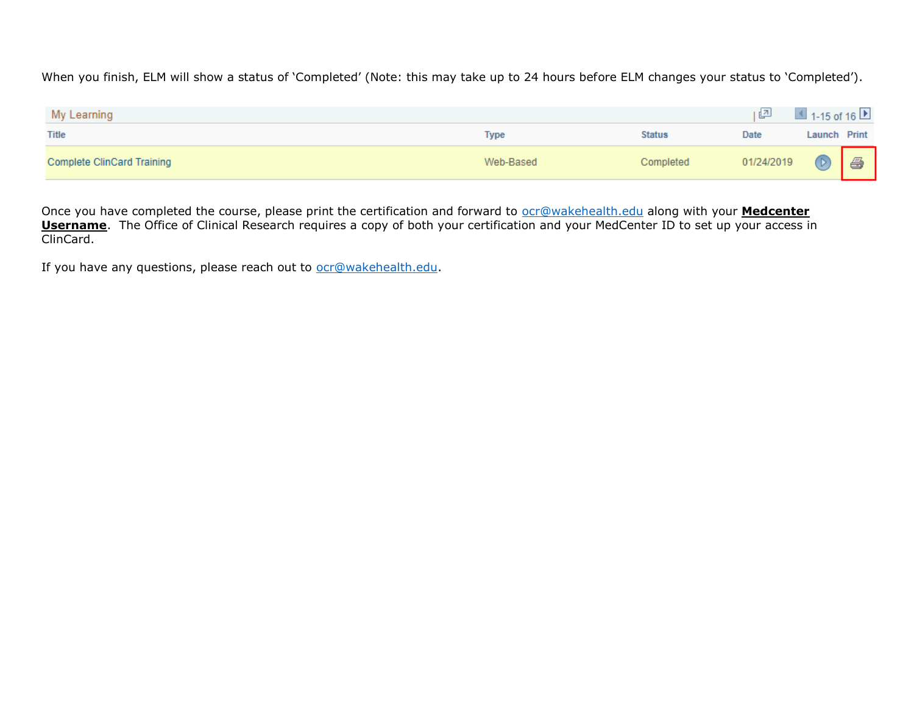When you finish, ELM will show a status of 'Completed' (Note: this may take up to 24 hours before ELM changes your status to 'Completed').

| My Learning | | | | | |
|---|---|---|---|---|---|
| Title | Type | Status | Date | Launch | Print |
| Complete ClinCard Training | Web-Based | Completed | 01/24/2019 | | |

Once you have completed the course, please print the certification and forward to ocr@wakehealth.edu along with your **Medcenter Username**. The Office of Clinical Research requires a copy of both your certification and your MedCenter ID to set up your access in ClinCard.

If you have any questions, please reach out to ocr@wakehealth.edu.